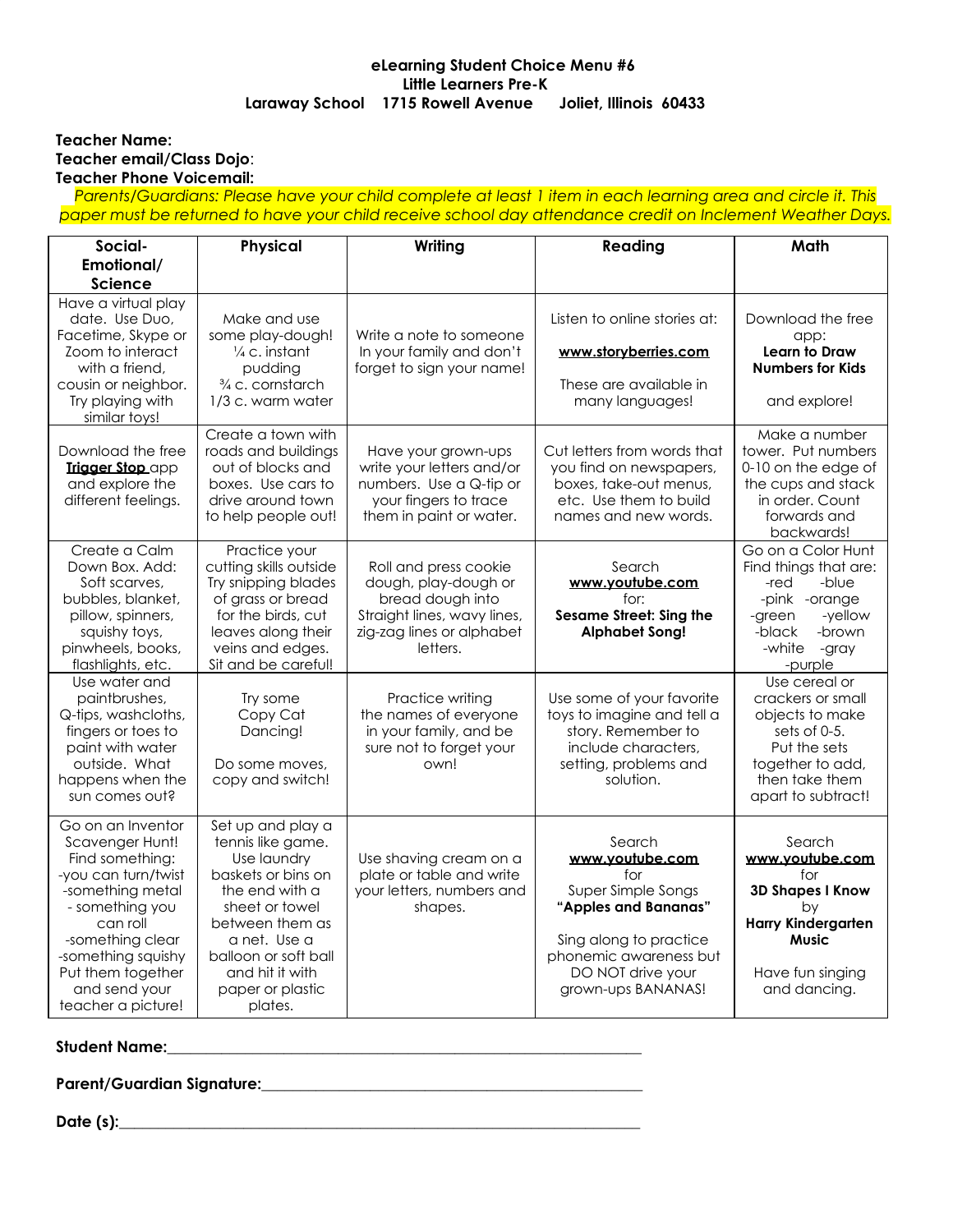**eLearning Student Choice Menu #6**
**Little Learners Pre-K**
**Laraway School 1715 Rowell Avenue Joliet, Illinois 60433**

**Teacher Name:**
**Teacher email/Class Dojo**:
**Teacher Phone Voicemail:**

*Parents/Guardians: Please have your child complete at least 1 item in each learning area and circle it. This paper must be returned to have your child receive school day attendance credit on Inclement Weather Days.*

| Social-Emotional/ Science | Physical | Writing | Reading | Math |
|---|---|---|---|---|
| Have a virtual play date. Use Duo, Facetime, Skype or Zoom to interact with a friend, cousin or neighbor. Try playing with similar toys! | Make and use some play-dough! ¼ c. instant pudding ¾ c. cornstarch 1/3 c. warm water | Write a note to someone In your family and don't forget to sign your name! | Listen to online stories at: **www.storyberries.com** These are available in many languages! | Download the free app: **Learn to Draw Numbers for Kids** and explore! |
| Download the free **Trigger Stop** app and explore the different feelings. | Create a town with roads and buildings out of blocks and boxes. Use cars to drive around town to help people out! | Have your grown-ups write your letters and/or numbers. Use a Q-tip or your fingers to trace them in paint or water. | Cut letters from words that you find on newspapers, boxes, take-out menus, etc. Use them to build names and new words. | Make a number tower. Put numbers 0-10 on the edge of the cups and stack in order. Count forwards and backwards! |
| Create a Calm Down Box. Add: Soft scarves, bubbles, blanket, pillow, spinners, squishy toys, pinwheels, books, flashlights, etc. | Practice your cutting skills outside Try snipping blades of grass or bread for the birds, cut leaves along their veins and edges. Sit and be careful! | Roll and press cookie dough, play-dough or bread dough into Straight lines, wavy lines, zig-zag lines or alphabet letters. | Search **www.youtube.com** for: **Sesame Street: Sing the Alphabet Song!** | Go on a Color Hunt Find things that are: -red -blue -pink -orange -green -yellow -black -brown -white -gray -purple |
| Use water and paintbrushes, Q-tips, washcloths, fingers or toes to paint with water outside. What happens when the sun comes out? | Try some Copy Cat Dancing! Do some moves, copy and switch! | Practice writing the names of everyone in your family, and be sure not to forget your own! | Use some of your favorite toys to imagine and tell a story. Remember to include characters, setting, problems and solution. | Use cereal or crackers or small objects to make sets of 0-5. Put the sets together to add, then take them apart to subtract! |
| Go on an Inventor Scavenger Hunt! Find something: -you can turn/twist -something metal - something you can roll -something clear -something squishy Put them together and send your teacher a picture! | Set up and play a tennis like game. Use laundry baskets or bins on the end with a sheet or towel between them as a net. Use a balloon or soft ball and hit it with paper or plastic plates. | Use shaving cream on a plate or table and write your letters, numbers and shapes. | Search **www.youtube.com** for Super Simple Songs **"Apples and Bananas"** Sing along to practice phonemic awareness but DO NOT drive your grown-ups BANANAS! | Search **www.youtube.com** for **3D Shapes I Know** by **Harry Kindergarten Music** Have fun singing and dancing. |

**Student Name:**\_\_\_\_\_\_\_\_\_\_\_\_\_\_\_\_\_\_\_\_\_\_\_\_\_\_\_\_\_\_\_\_\_\_\_\_\_\_\_\_\_\_\_\_

**Parent/Guardian Signature:**\_\_\_\_\_\_\_\_\_\_\_\_\_\_\_\_\_\_\_\_\_\_\_\_\_\_\_\_\_\_\_\_\_\_\_\_

**Date (s):**\_\_\_\_\_\_\_\_\_\_\_\_\_\_\_\_\_\_\_\_\_\_\_\_\_\_\_\_\_\_\_\_\_\_\_\_\_\_\_\_\_\_\_\_\_\_\_\_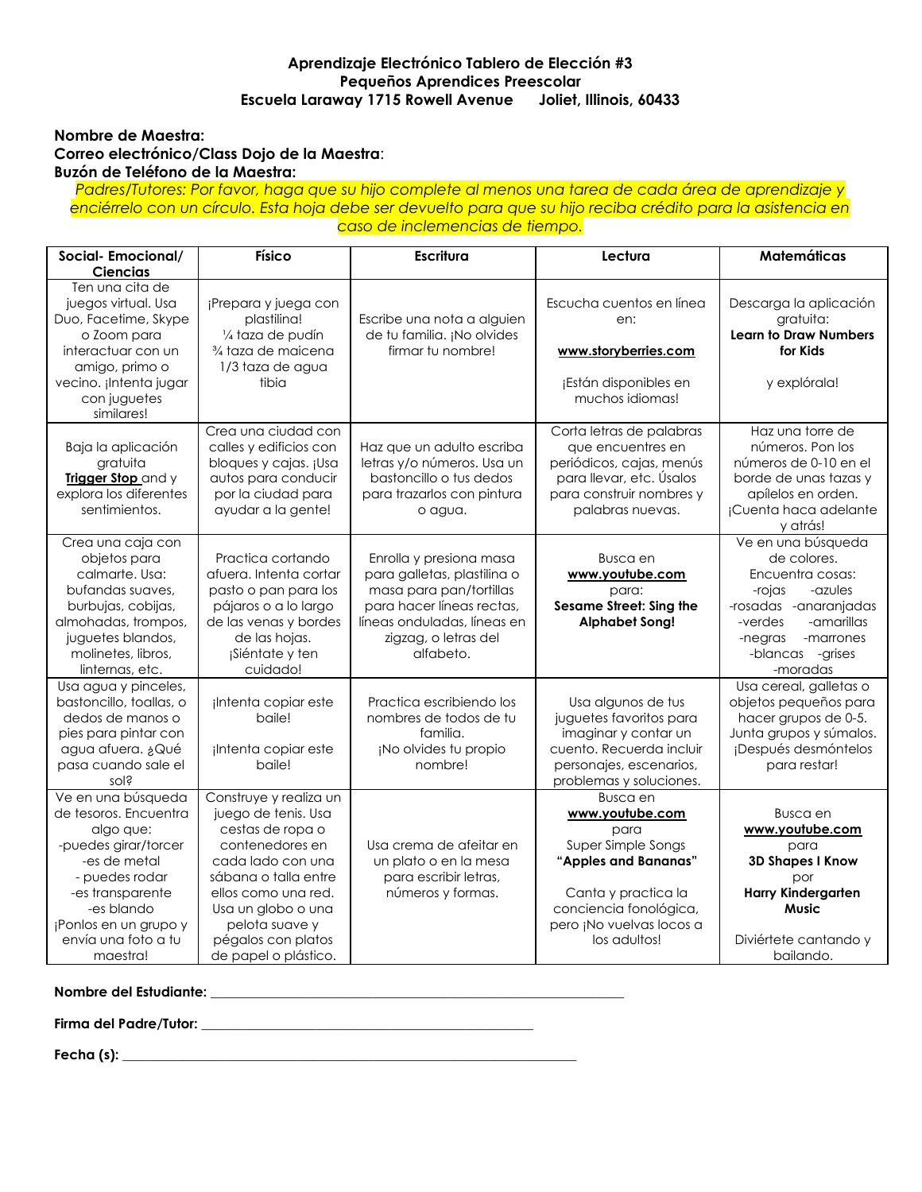**Aprendizaje Electrónico Tablero de Elección #3**
**Pequeños Aprendices Preescolar**
**Escuela Laraway 1715 Rowell Avenue Joliet, Illinois, 60433**

**Nombre de Maestra:**
**Correo electrónico/Class Dojo de la Maestra**:
**Buzón de Teléfono de la Maestra:**

*Padres/Tutores: Por favor, haga que su hijo complete al menos una tarea de cada área de aprendizaje y enciérrelo con un círculo. Esta hoja debe ser devuelto para que su hijo reciba crédito para la asistencia en caso de inclemencias de tiempo.*

| Social- Emocional/ Ciencias | Físico | Escritura | Lectura | Matemáticas |
| --- | --- | --- | --- | --- |
| Ten una cita de juegos virtual. Usa Duo, Facetime, Skype o Zoom para interactuar con un amigo, primo o vecino. ¡Intenta jugar con juguetes similares! | ¡Prepara y juega con plastilina! ¼ taza de pudín ¾ taza de maicena 1/3 taza de agua tibia | Escribe una nota a alguien de tu familia. ¡No olvides firmar tu nombre! | Escucha cuentos en línea en: **www.storyberries.com** ¡Están disponibles en muchos idiomas! | Descarga la aplicación gratuita: **Learn to Draw Numbers for Kids** y explórala! |
| Baja la aplicación gratuita **Trigger Stop** and y explora los diferentes sentimientos. | Crea una ciudad con calles y edificios con bloques y cajas. ¡Usa autos para conducir por la ciudad para ayudar a la gente! | Haz que un adulto escriba letras y/o números. Usa un bastoncillo o tus dedos para trazarlos con pintura o agua. | Corta letras de palabras que encuentres en periódicos, cajas, menús para llevar, etc. Úsalos para construir nombres y palabras nuevas. | Haz una torre de números. Pon los números de 0-10 en el borde de unas tazas y apílelos en orden. ¡Cuenta haca adelante y atrás! |
| Crea una caja con objetos para calmarte. Usa: bufandas suaves, burbujas, cobijas, almohadas, trompos, juguetes blandos, molinetes, libros, linternas, etc. | Practica cortando afuera. Intenta cortar pasto o pan para los pájaros o a lo largo de las venas y bordes de las hojas. ¡Siéntate y ten cuidado! | Enrolla y presiona masa para galletas, plastilina o masa para pan/tortillas para hacer líneas rectas, líneas onduladas, líneas en zigzag, o letras del alfabeto. | Busca en **www.youtube.com** para: **Sesame Street: Sing the Alphabet Song!** | Ve en una búsqueda de colores. Encuentra cosas: -rojas -azules -rosadas -anaranjadas -verdes -amarillas -negras -marrones -blancas -grises -moradas |
| Usa agua y pinceles, bastoncillo, toallas, o dedos de manos o pies para pintar con agua afuera. ¿Qué pasa cuando sale el sol? | ¡Intenta copiar este baile! ¡Intenta copiar este baile! | Practica escribiendo los nombres de todos de tu familia. ¡No olvides tu propio nombre! | Usa algunos de tus juguetes favoritos para imaginar y contar un cuento. Recuerda incluir personajes, escenarios, problemas y soluciones. | Usa cereal, galletas o objetos pequeños para hacer grupos de 0-5. Junta grupos y súmalos. ¡Después desmóntelos para restar! |
| Ve en una búsqueda de tesoros. Encuentra algo que: -puedes girar/torcer -es de metal - puedes rodar -es transparente -es blando ¡Ponlos en un grupo y envía una foto a tu maestra! | Construye y realiza un juego de tenis. Usa cestas de ropa o contenedores en cada lado con una sábana o talla entre ellos como una red. Usa un globo o una pelota suave y pégalos con platos de papel o plástico. | Usa crema de afeitar en un plato o en la mesa para escribir letras, números y formas. | Busca en **www.youtube.com** para Super Simple Songs **"Apples and Bananas"** Canta y practica la conciencia fonológica, pero ¡No vuelvas locos a los adultos! | Busca en **www.youtube.com** para **3D Shapes I Know** por **Harry Kindergarten Music** Diviértete cantando y bailando. |

**Nombre del Estudiante:** ___________________________________________________________

**Firma del Padre/Tutor:** ______________________________________________

**Fecha (s):** _________________________________________________________________